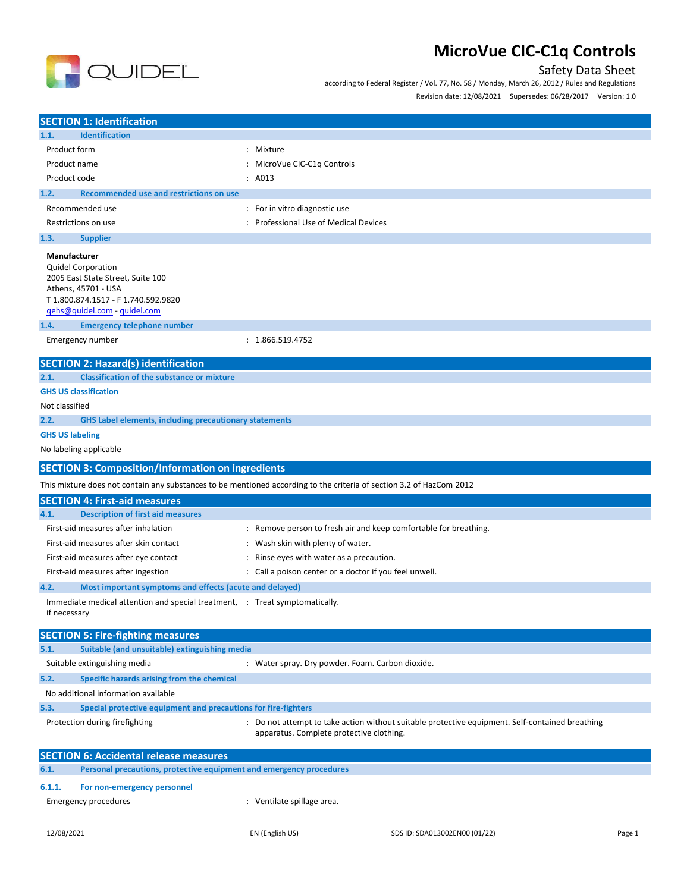# MicroVue CIC-C1q Controls

Safety Data Sheet

according to Federal Register / Vol. 77, No. 58 / Monday, March 26, 2012 / Rules and Regulations

Revision date: 12/08/2021 Supersedes: 06/28/2017 Version: 1.0

## SECTION 1: Identification

### 1.1. Identification

| | |
|---|---|
| Product form | : Mixture |
| Product name | : MicroVue CIC-C1q Controls |
| Product code | : A013 |

### 1.2. Recommended use and restrictions on use

| | |
|---|---|
| Recommended use | : For in vitro diagnostic use |
| Restrictions on use | : Professional Use of Medical Devices |

### 1.3. Supplier

**Manufacturer**
Quidel Corporation
2005 East State Street, Suite 100
Athens, 45701 - USA
T 1.800.874.1517 - F 1.740.592.9820
qehs@quidel.com - quidel.com

### 1.4. Emergency telephone number

| | |
|---|---|
| Emergency number | : 1.866.519.4752 |

## SECTION 2: Hazard(s) identification

### 2.1. Classification of the substance or mixture

**GHS US classification**

Not classified

### 2.2. GHS Label elements, including precautionary statements

**GHS US labeling**

No labeling applicable

## SECTION 3: Composition/Information on ingredients

This mixture does not contain any substances to be mentioned according to the criteria of section 3.2 of HazCom 2012

## SECTION 4: First-aid measures

### 4.1. Description of first aid measures

| | |
|---|---|
| First-aid measures after inhalation | : Remove person to fresh air and keep comfortable for breathing. |
| First-aid measures after skin contact | : Wash skin with plenty of water. |
| First-aid measures after eye contact | : Rinse eyes with water as a precaution. |
| First-aid measures after ingestion | : Call a poison center or a doctor if you feel unwell. |

### 4.2. Most important symptoms and effects (acute and delayed)

| | |
|---|---|
| Immediate medical attention and special treatment, if necessary | : Treat symptomatically. |

## SECTION 5: Fire-fighting measures

### 5.1. Suitable (and unsuitable) extinguishing media

| | |
|---|---|
| Suitable extinguishing media | : Water spray. Dry powder. Foam. Carbon dioxide. |

### 5.2. Specific hazards arising from the chemical

No additional information available

### 5.3. Special protective equipment and precautions for fire-fighters

| | |
|---|---|
| Protection during firefighting | : Do not attempt to take action without suitable protective equipment. Self-contained breathing apparatus. Complete protective clothing. |

## SECTION 6: Accidental release measures

### 6.1. Personal precautions, protective equipment and emergency procedures

#### 6.1.1. For non-emergency personnel

| | |
|---|---|
| Emergency procedures | : Ventilate spillage area. |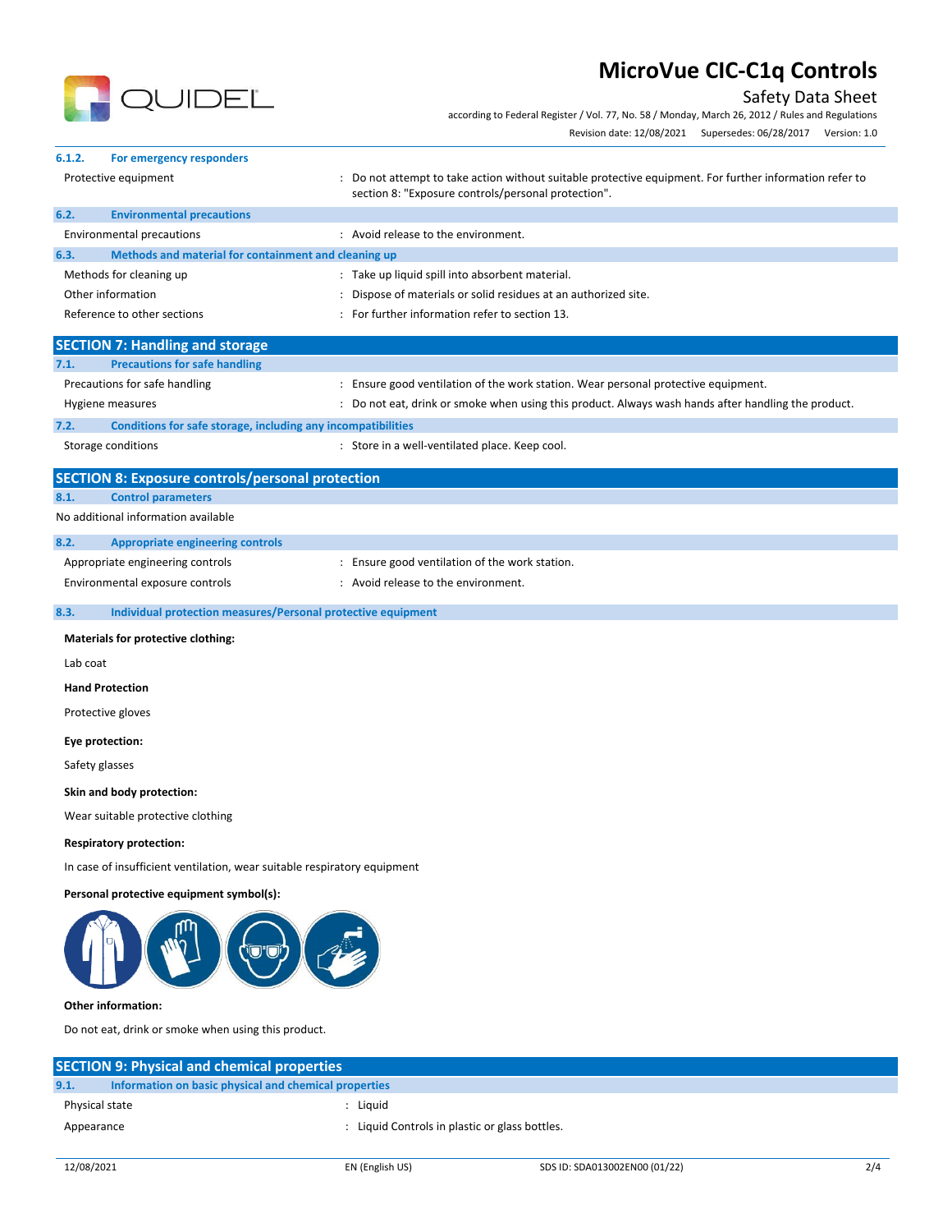#### 6.1.2. For emergency responders

| | |
|---|---|
| Protective equipment | : Do not attempt to take action without suitable protective equipment. For further information refer to section 8: "Exposure controls/personal protection". |

#### 6.2. Environmental precautions

| | |
|---|---|
| Environmental precautions | : Avoid release to the environment. |

#### 6.3. Methods and material for containment and cleaning up

| | |
|---|---|
| Methods for cleaning up | : Take up liquid spill into absorbent material. |
| Other information | : Dispose of materials or solid residues at an authorized site. |
| Reference to other sections | : For further information refer to section 13. |

## SECTION 7: Handling and storage

#### 7.1. Precautions for safe handling

| | |
|---|---|
| Precautions for safe handling | : Ensure good ventilation of the work station. Wear personal protective equipment. |
| Hygiene measures | : Do not eat, drink or smoke when using this product. Always wash hands after handling the product. |

#### 7.2. Conditions for safe storage, including any incompatibilities

| | |
|---|---|
| Storage conditions | : Store in a well-ventilated place. Keep cool. |

## SECTION 8: Exposure controls/personal protection

#### 8.1. Control parameters

No additional information available

#### 8.2. Appropriate engineering controls

| | |
|---|---|
| Appropriate engineering controls | : Ensure good ventilation of the work station. |
| Environmental exposure controls | : Avoid release to the environment. |

#### 8.3. Individual protection measures/Personal protective equipment

**Materials for protective clothing:**

Lab coat

**Hand Protection**

Protective gloves

**Eye protection:**

Safety glasses

**Skin and body protection:**

Wear suitable protective clothing

**Respiratory protection:**

In case of insufficient ventilation, wear suitable respiratory equipment

**Personal protective equipment symbol(s):**

**Other information:**

Do not eat, drink or smoke when using this product.

## SECTION 9: Physical and chemical properties

#### 9.1. Information on basic physical and chemical properties

| | |
|---|---|
| Physical state | : Liquid |
| Appearance | : Liquid Controls in plastic or glass bottles. |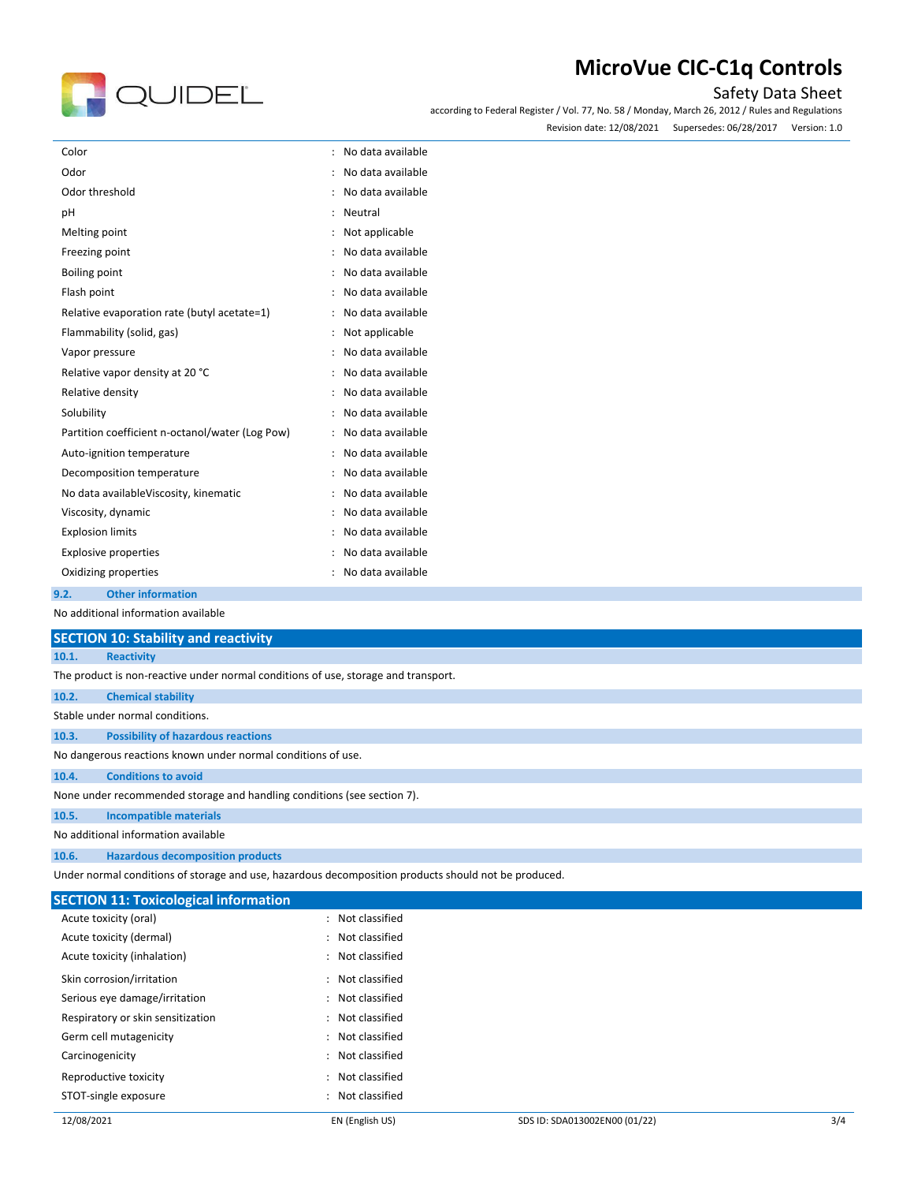| | | |
|---|---|---|
| Color | : | No data available |
| Odor | : | No data available |
| Odor threshold | : | No data available |
| pH | : | Neutral |
| Melting point | : | Not applicable |
| Freezing point | : | No data available |
| Boiling point | : | No data available |
| Flash point | : | No data available |
| Relative evaporation rate (butyl acetate=1) | : | No data available |
| Flammability (solid, gas) | : | Not applicable |
| Vapor pressure | : | No data available |
| Relative vapor density at 20 °C | : | No data available |
| Relative density | : | No data available |
| Solubility | : | No data available |
| Partition coefficient n-octanol/water (Log Pow) | : | No data available |
| Auto-ignition temperature | : | No data available |
| Decomposition temperature | : | No data available |
| No data availableViscosity, kinematic | : | No data available |
| Viscosity, dynamic | : | No data available |
| Explosion limits | : | No data available |
| Explosive properties | : | No data available |
| Oxidizing properties | : | No data available |

### 9.2. Other information

No additional information available

## SECTION 10: Stability and reactivity

### 10.1. Reactivity

The product is non-reactive under normal conditions of use, storage and transport.

### 10.2. Chemical stability

Stable under normal conditions.

### 10.3. Possibility of hazardous reactions

No dangerous reactions known under normal conditions of use.

### 10.4. Conditions to avoid

None under recommended storage and handling conditions (see section 7).

### 10.5. Incompatible materials

No additional information available

### 10.6. Hazardous decomposition products

Under normal conditions of storage and use, hazardous decomposition products should not be produced.

## SECTION 11: Toxicological information

| | | |
|---|---|---|
| Acute toxicity (oral) | : | Not classified |
| Acute toxicity (dermal) | : | Not classified |
| Acute toxicity (inhalation) | : | Not classified |
| Skin corrosion/irritation | : | Not classified |
| Serious eye damage/irritation | : | Not classified |
| Respiratory or skin sensitization | : | Not classified |
| Germ cell mutagenicity | : | Not classified |
| Carcinogenicity | : | Not classified |
| Reproductive toxicity | : | Not classified |
| STOT-single exposure | : | Not classified |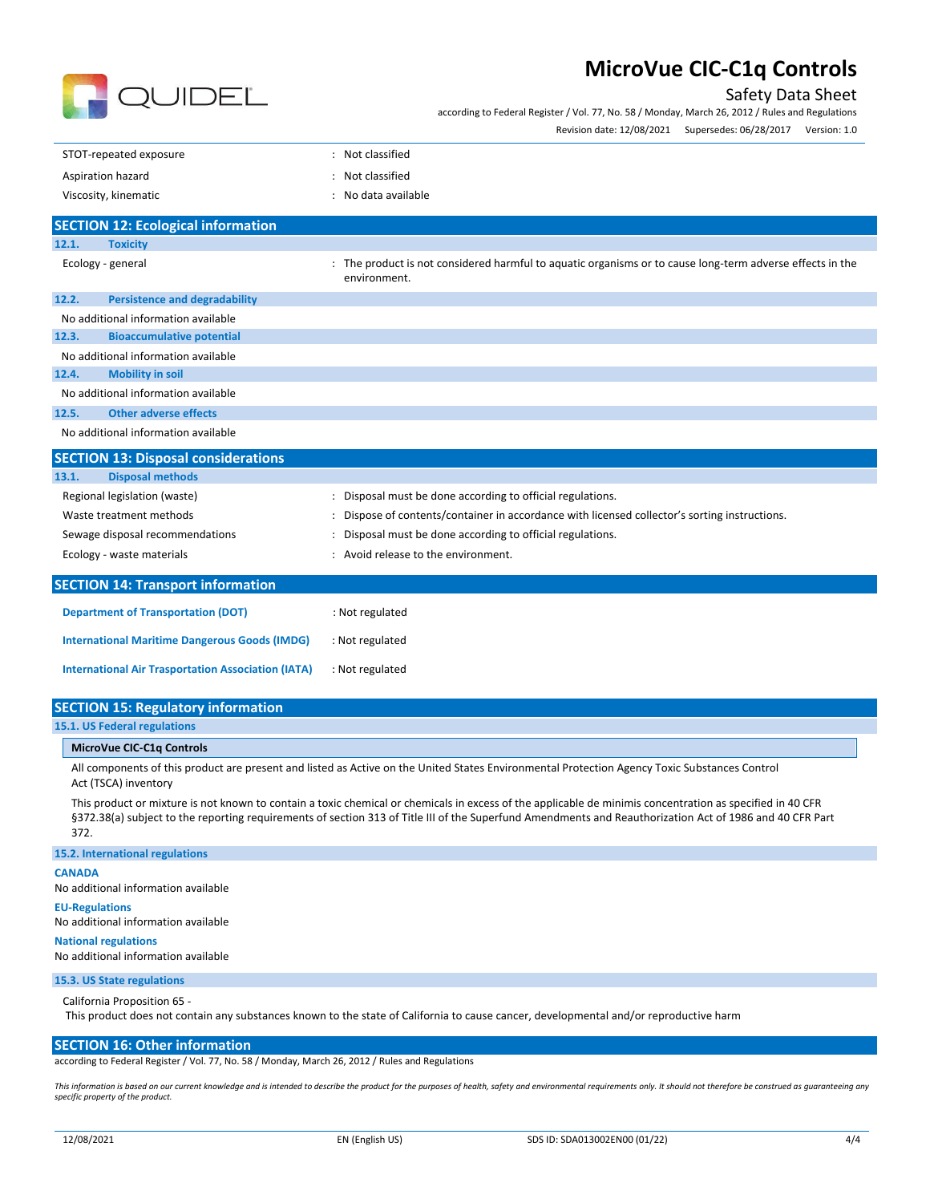| | | |
|---|---|---|
| STOT-repeated exposure | : | Not classified |
| Aspiration hazard | : | Not classified |
| Viscosity, kinematic | : | No data available |

## SECTION 12: Ecological information

### 12.1. Toxicity

| | | |
|---|---|---|
| Ecology - general | : | The product is not considered harmful to aquatic organisms or to cause long-term adverse effects in the environment. |

### 12.2. Persistence and degradability

No additional information available

### 12.3. Bioaccumulative potential

No additional information available

### 12.4. Mobility in soil

No additional information available

### 12.5. Other adverse effects

No additional information available

## SECTION 13: Disposal considerations

### 13.1. Disposal methods

| | | |
|---|---|---|
| Regional legislation (waste) | : | Disposal must be done according to official regulations. |
| Waste treatment methods | : | Dispose of contents/container in accordance with licensed collector's sorting instructions. |
| Sewage disposal recommendations | : | Disposal must be done according to official regulations. |
| Ecology - waste materials | : | Avoid release to the environment. |

## SECTION 14: Transport information

| | |
|---|---|
| **Department of Transportation (DOT)** | : Not regulated |
| **International Maritime Dangerous Goods (IMDG)** | : Not regulated |
| **International Air Trasportation Association (IATA)** | : Not regulated |

## SECTION 15: Regulatory information

### 15.1. US Federal regulations

**MicroVue CIC-C1q Controls**

All components of this product are present and listed as Active on the United States Environmental Protection Agency Toxic Substances Control Act (TSCA) inventory

This product or mixture is not known to contain a toxic chemical or chemicals in excess of the applicable de minimis concentration as specified in 40 CFR §372.38(a) subject to the reporting requirements of section 313 of Title III of the Superfund Amendments and Reauthorization Act of 1986 and 40 CFR Part 372.

### 15.2. International regulations

**CANADA**

No additional information available

**EU-Regulations**

No additional information available

**National regulations**

No additional information available

### 15.3. US State regulations

California Proposition 65 -

This product does not contain any substances known to the state of California to cause cancer, developmental and/or reproductive harm

## SECTION 16: Other information

according to Federal Register / Vol. 77, No. 58 / Monday, March 26, 2012 / Rules and Regulations

*This information is based on our current knowledge and is intended to describe the product for the purposes of health, safety and environmental requirements only. It should not therefore be construed as guaranteeing any specific property of the product.*